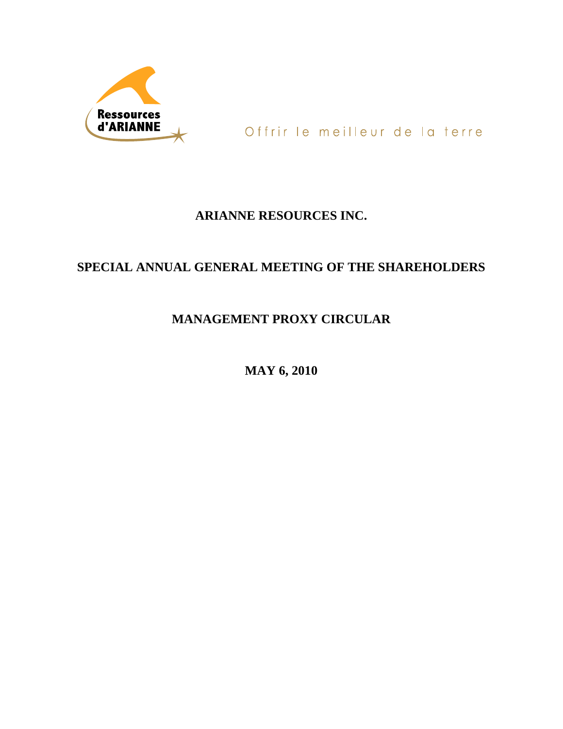Ressources d'ARIANNE

Offrir le meilleur de la terre

# ARIANNE RESOURCES INC.

## SPECIAL ANNUAL GENERAL MEETING OF THE SHAREHOLDERS

## MANAGEMENT PROXY CIRCULAR

**MAY 6, 2010**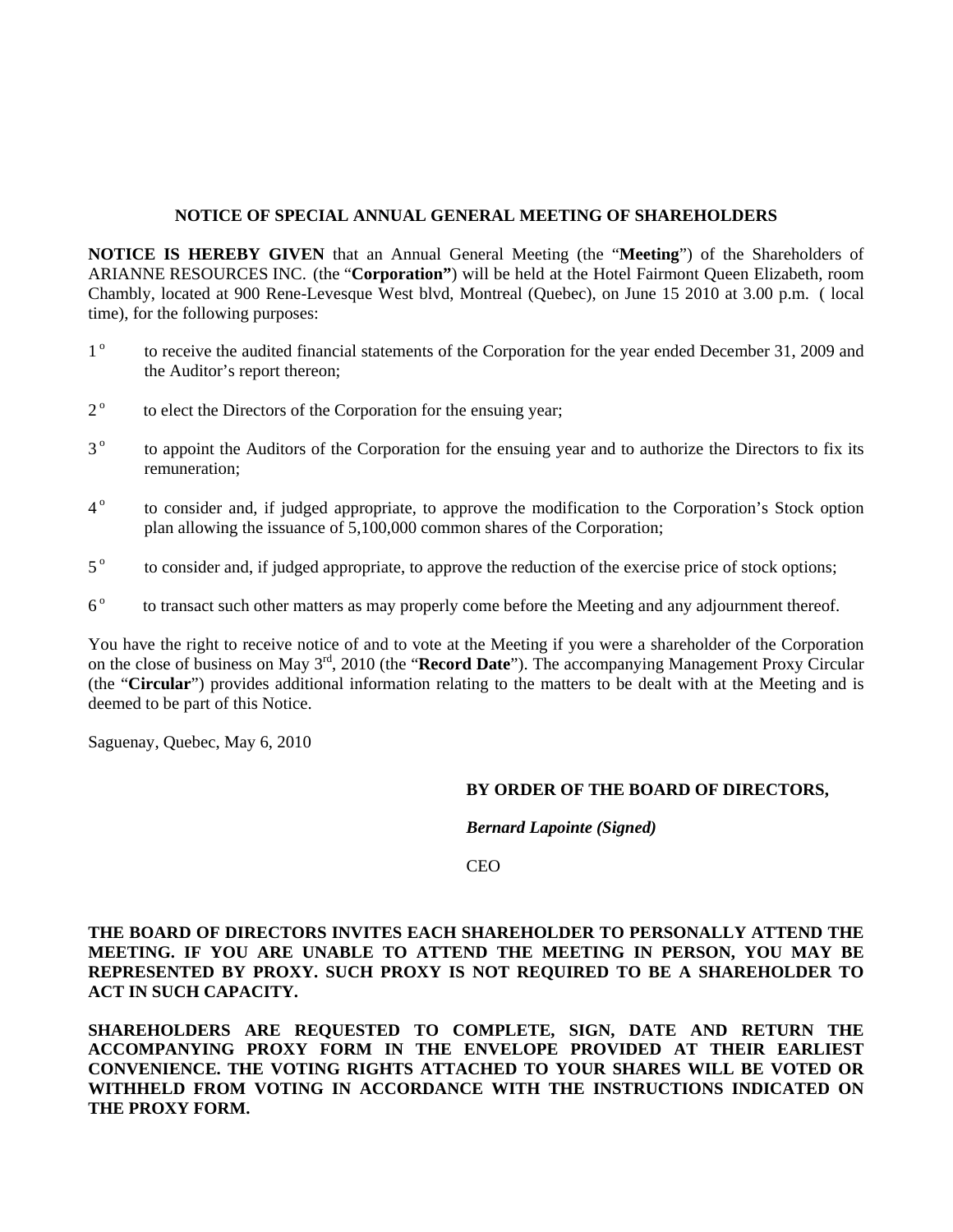## NOTICE OF SPECIAL ANNUAL GENERAL MEETING OF SHAREHOLDERS

**NOTICE IS HEREBY GIVEN** that an Annual General Meeting (the "**Meeting**") of the Shareholders of ARIANNE RESOURCES INC. (the "**Corporation"**) will be held at the Hotel Fairmont Queen Elizabeth, room Chambly, located at 900 Rene-Levesque West blvd, Montreal (Quebec), on June 15 2010 at 3.00 p.m. ( local time), for the following purposes:

1° to receive the audited financial statements of the Corporation for the year ended December 31, 2009 and the Auditor's report thereon;

2° to elect the Directors of the Corporation for the ensuing year;

3° to appoint the Auditors of the Corporation for the ensuing year and to authorize the Directors to fix its remuneration;

4° to consider and, if judged appropriate, to approve the modification to the Corporation's Stock option plan allowing the issuance of 5,100,000 common shares of the Corporation;

5° to consider and, if judged appropriate, to approve the reduction of the exercise price of stock options;

6° to transact such other matters as may properly come before the Meeting and any adjournment thereof.

You have the right to receive notice of and to vote at the Meeting if you were a shareholder of the Corporation on the close of business on May 3rd, 2010 (the "**Record Date**"). The accompanying Management Proxy Circular (the "**Circular**") provides additional information relating to the matters to be dealt with at the Meeting and is deemed to be part of this Notice.

Saguenay, Quebec, May 6, 2010

**BY ORDER OF THE BOARD OF DIRECTORS,**

***Bernard Lapointe (Signed)***

CEO

**THE BOARD OF DIRECTORS INVITES EACH SHAREHOLDER TO PERSONALLY ATTEND THE MEETING. IF YOU ARE UNABLE TO ATTEND THE MEETING IN PERSON, YOU MAY BE REPRESENTED BY PROXY. SUCH PROXY IS NOT REQUIRED TO BE A SHAREHOLDER TO ACT IN SUCH CAPACITY.**

**SHAREHOLDERS ARE REQUESTED TO COMPLETE, SIGN, DATE AND RETURN THE ACCOMPANYING PROXY FORM IN THE ENVELOPE PROVIDED AT THEIR EARLIEST CONVENIENCE. THE VOTING RIGHTS ATTACHED TO YOUR SHARES WILL BE VOTED OR WITHHELD FROM VOTING IN ACCORDANCE WITH THE INSTRUCTIONS INDICATED ON THE PROXY FORM.**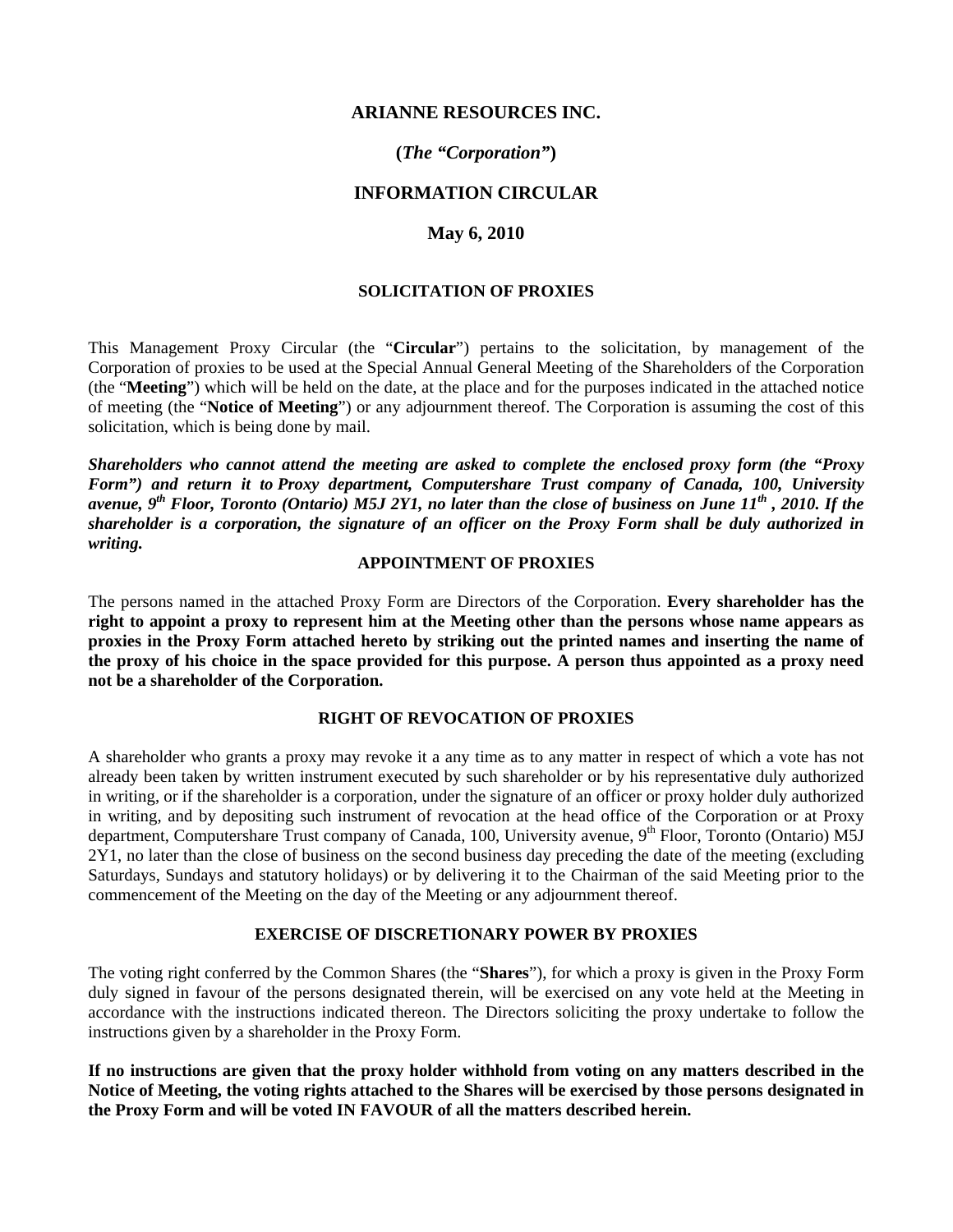**ARIANNE RESOURCES INC.**

**(*The "Corporation"*)**

**INFORMATION CIRCULAR**

**May 6, 2010**

**SOLICITATION OF PROXIES**

This Management Proxy Circular (the "**Circular**") pertains to the solicitation, by management of the Corporation of proxies to be used at the Special Annual General Meeting of the Shareholders of the Corporation (the "**Meeting**") which will be held on the date, at the place and for the purposes indicated in the attached notice of meeting (the "**Notice of Meeting**") or any adjournment thereof. The Corporation is assuming the cost of this solicitation, which is being done by mail.

***Shareholders who cannot attend the meeting are asked to complete the enclosed proxy form (the "Proxy Form") and return it to Proxy department, Computershare Trust company of Canada, 100, University avenue, 9th Floor, Toronto (Ontario) M5J 2Y1, no later than the close of business on June 11th , 2010. If the shareholder is a corporation, the signature of an officer on the Proxy Form shall be duly authorized in writing.***

**APPOINTMENT OF PROXIES**

The persons named in the attached Proxy Form are Directors of the Corporation. **Every shareholder has the right to appoint a proxy to represent him at the Meeting other than the persons whose name appears as proxies in the Proxy Form attached hereto by striking out the printed names and inserting the name of the proxy of his choice in the space provided for this purpose. A person thus appointed as a proxy need not be a shareholder of the Corporation.**

**RIGHT OF REVOCATION OF PROXIES**

A shareholder who grants a proxy may revoke it a any time as to any matter in respect of which a vote has not already been taken by written instrument executed by such shareholder or by his representative duly authorized in writing, or if the shareholder is a corporation, under the signature of an officer or proxy holder duly authorized in writing, and by depositing such instrument of revocation at the head office of the Corporation or at Proxy department, Computershare Trust company of Canada, 100, University avenue, 9th Floor, Toronto (Ontario) M5J 2Y1, no later than the close of business on the second business day preceding the date of the meeting (excluding Saturdays, Sundays and statutory holidays) or by delivering it to the Chairman of the said Meeting prior to the commencement of the Meeting on the day of the Meeting or any adjournment thereof.

**EXERCISE OF DISCRETIONARY POWER BY PROXIES**

The voting right conferred by the Common Shares (the "**Shares**"), for which a proxy is given in the Proxy Form duly signed in favour of the persons designated therein, will be exercised on any vote held at the Meeting in accordance with the instructions indicated thereon. The Directors soliciting the proxy undertake to follow the instructions given by a shareholder in the Proxy Form.

**If no instructions are given that the proxy holder withhold from voting on any matters described in the Notice of Meeting, the voting rights attached to the Shares will be exercised by those persons designated in the Proxy Form and will be voted IN FAVOUR of all the matters described herein.**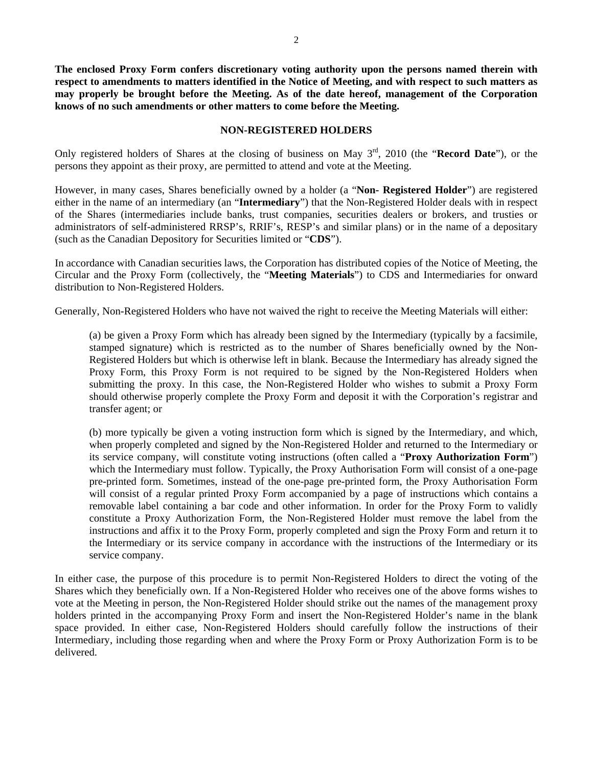**The enclosed Proxy Form confers discretionary voting authority upon the persons named therein with respect to amendments to matters identified in the Notice of Meeting, and with respect to such matters as may properly be brought before the Meeting. As of the date hereof, management of the Corporation knows of no such amendments or other matters to come before the Meeting.**

## NON-REGISTERED HOLDERS

Only registered holders of Shares at the closing of business on May 3rd, 2010 (the "**Record Date**"), or the persons they appoint as their proxy, are permitted to attend and vote at the Meeting.

However, in many cases, Shares beneficially owned by a holder (a "**Non- Registered Holder**") are registered either in the name of an intermediary (an "**Intermediary**") that the Non-Registered Holder deals with in respect of the Shares (intermediaries include banks, trust companies, securities dealers or brokers, and trusties or administrators of self-administered RRSP's, RRIF's, RESP's and similar plans) or in the name of a depositary (such as the Canadian Depository for Securities limited or "**CDS**").

In accordance with Canadian securities laws, the Corporation has distributed copies of the Notice of Meeting, the Circular and the Proxy Form (collectively, the "**Meeting Materials**") to CDS and Intermediaries for onward distribution to Non-Registered Holders.

Generally, Non-Registered Holders who have not waived the right to receive the Meeting Materials will either:

(a) be given a Proxy Form which has already been signed by the Intermediary (typically by a facsimile, stamped signature) which is restricted as to the number of Shares beneficially owned by the Non-Registered Holders but which is otherwise left in blank. Because the Intermediary has already signed the Proxy Form, this Proxy Form is not required to be signed by the Non-Registered Holders when submitting the proxy. In this case, the Non-Registered Holder who wishes to submit a Proxy Form should otherwise properly complete the Proxy Form and deposit it with the Corporation's registrar and transfer agent; or

(b) more typically be given a voting instruction form which is signed by the Intermediary, and which, when properly completed and signed by the Non-Registered Holder and returned to the Intermediary or its service company, will constitute voting instructions (often called a "**Proxy Authorization Form**") which the Intermediary must follow. Typically, the Proxy Authorisation Form will consist of a one-page pre-printed form. Sometimes, instead of the one-page pre-printed form, the Proxy Authorisation Form will consist of a regular printed Proxy Form accompanied by a page of instructions which contains a removable label containing a bar code and other information. In order for the Proxy Form to validly constitute a Proxy Authorization Form, the Non-Registered Holder must remove the label from the instructions and affix it to the Proxy Form, properly completed and sign the Proxy Form and return it to the Intermediary or its service company in accordance with the instructions of the Intermediary or its service company.

In either case, the purpose of this procedure is to permit Non-Registered Holders to direct the voting of the Shares which they beneficially own. If a Non-Registered Holder who receives one of the above forms wishes to vote at the Meeting in person, the Non-Registered Holder should strike out the names of the management proxy holders printed in the accompanying Proxy Form and insert the Non-Registered Holder's name in the blank space provided. In either case, Non-Registered Holders should carefully follow the instructions of their Intermediary, including those regarding when and where the Proxy Form or Proxy Authorization Form is to be delivered.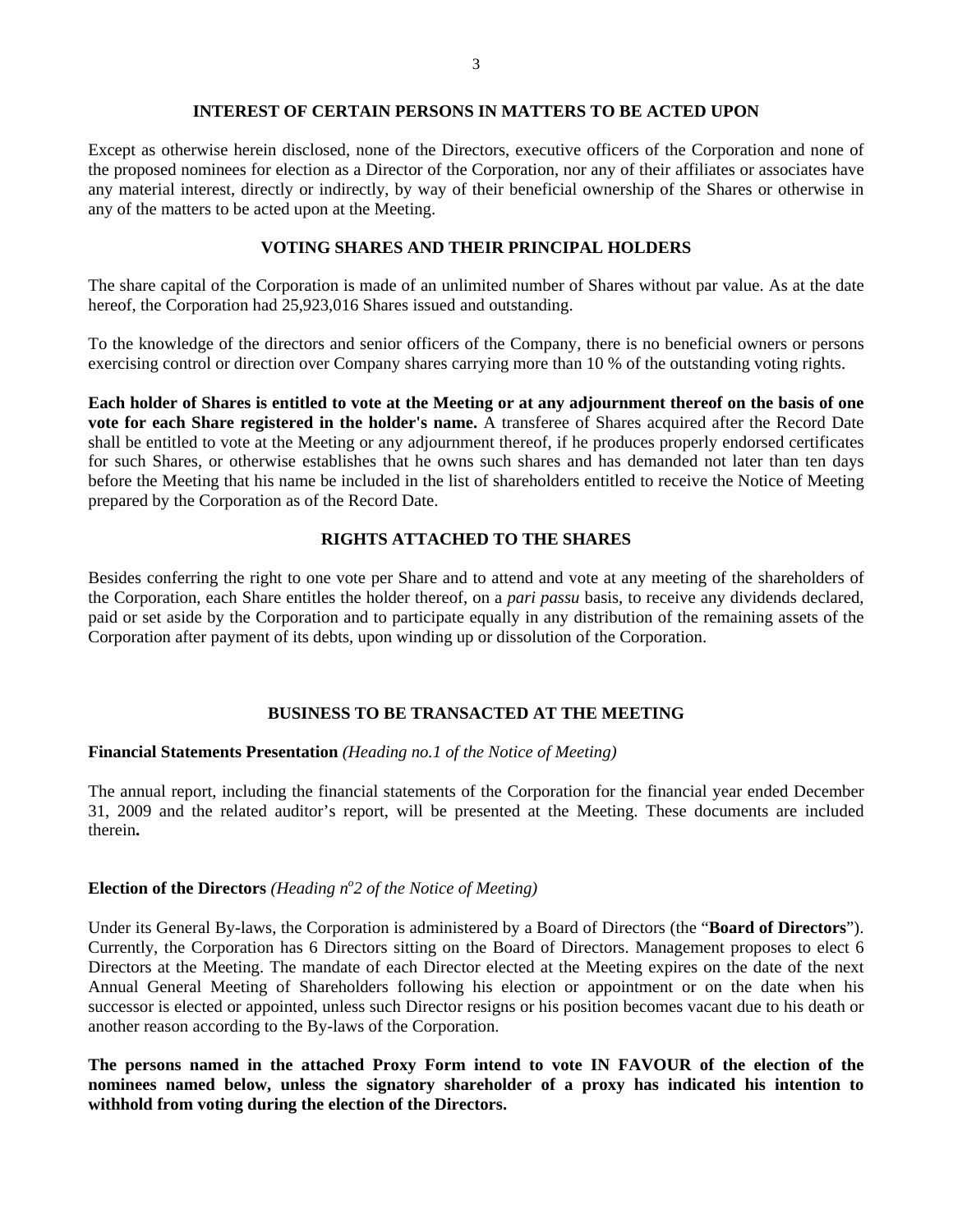## INTEREST OF CERTAIN PERSONS IN MATTERS TO BE ACTED UPON

Except as otherwise herein disclosed, none of the Directors, executive officers of the Corporation and none of the proposed nominees for election as a Director of the Corporation, nor any of their affiliates or associates have any material interest, directly or indirectly, by way of their beneficial ownership of the Shares or otherwise in any of the matters to be acted upon at the Meeting.

## VOTING SHARES AND THEIR PRINCIPAL HOLDERS

The share capital of the Corporation is made of an unlimited number of Shares without par value. As at the date hereof, the Corporation had 25,923,016 Shares issued and outstanding.

To the knowledge of the directors and senior officers of the Company, there is no beneficial owners or persons exercising control or direction over Company shares carrying more than 10 % of the outstanding voting rights.

**Each holder of Shares is entitled to vote at the Meeting or at any adjournment thereof on the basis of one vote for each Share registered in the holder's name.** A transferee of Shares acquired after the Record Date shall be entitled to vote at the Meeting or any adjournment thereof, if he produces properly endorsed certificates for such Shares, or otherwise establishes that he owns such shares and has demanded not later than ten days before the Meeting that his name be included in the list of shareholders entitled to receive the Notice of Meeting prepared by the Corporation as of the Record Date.

## RIGHTS ATTACHED TO THE SHARES

Besides conferring the right to one vote per Share and to attend and vote at any meeting of the shareholders of the Corporation, each Share entitles the holder thereof, on a *pari passu* basis, to receive any dividends declared, paid or set aside by the Corporation and to participate equally in any distribution of the remaining assets of the Corporation after payment of its debts, upon winding up or dissolution of the Corporation.

## BUSINESS TO BE TRANSACTED AT THE MEETING

**Financial Statements Presentation** *(Heading no.1 of the Notice of Meeting)*

The annual report, including the financial statements of the Corporation for the financial year ended December 31, 2009 and the related auditor's report, will be presented at the Meeting. These documents are included therein**.**

**Election of the Directors** *(Heading n°2 of the Notice of Meeting)*

Under its General By-laws, the Corporation is administered by a Board of Directors (the "**Board of Directors**"). Currently, the Corporation has 6 Directors sitting on the Board of Directors. Management proposes to elect 6 Directors at the Meeting. The mandate of each Director elected at the Meeting expires on the date of the next Annual General Meeting of Shareholders following his election or appointment or on the date when his successor is elected or appointed, unless such Director resigns or his position becomes vacant due to his death or another reason according to the By-laws of the Corporation.

**The persons named in the attached Proxy Form intend to vote IN FAVOUR of the election of the nominees named below, unless the signatory shareholder of a proxy has indicated his intention to withhold from voting during the election of the Directors.**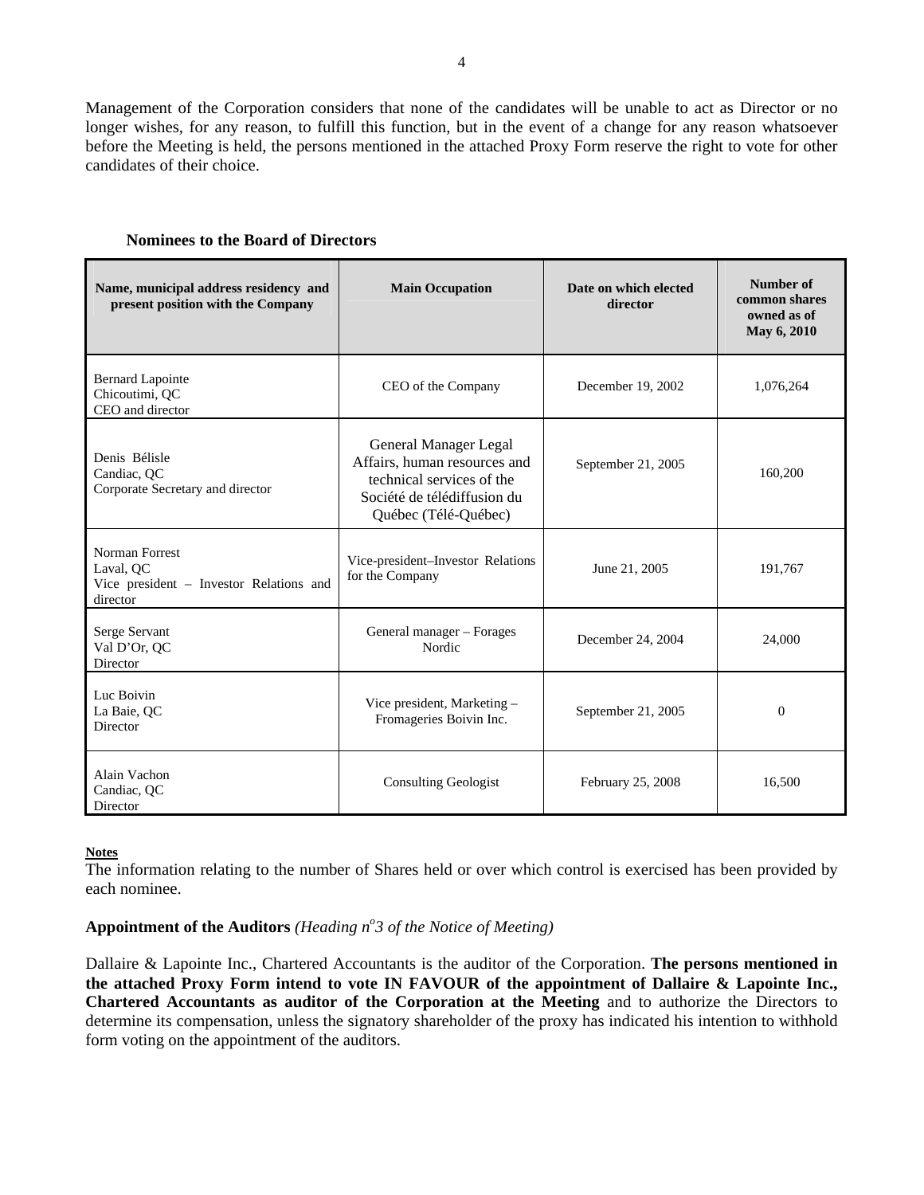Management of the Corporation considers that none of the candidates will be unable to act as Director or no longer wishes, for any reason, to fulfill this function, but in the event of a change for any reason whatsoever before the Meeting is held, the persons mentioned in the attached Proxy Form reserve the right to vote for other candidates of their choice.

**Nominees to the Board of Directors**

| Name, municipal address residency and present position with the Company | Main Occupation | Date on which elected director | Number of common shares owned as of May 6, 2010 |
|---|---|---|---|
| Bernard Lapointe<br>Chicoutimi, QC<br>CEO and director | CEO of the Company | December 19, 2002 | 1,076,264 |
| Denis Bélisle<br>Candiac, QC<br>Corporate Secretary and director | General Manager Legal Affairs, human resources and technical services of the Société de télédiffusion du Québec (Télé-Québec) | September 21, 2005 | 160,200 |
| Norman Forrest<br>Laval, QC<br>Vice president – Investor Relations and director | Vice-president–Investor Relations for the Company | June 21, 2005 | 191,767 |
| Serge Servant<br>Val D'Or, QC<br>Director | General manager – Forages Nordic | December 24, 2004 | 24,000 |
| Luc Boivin<br>La Baie, QC<br>Director | Vice president, Marketing – Fromageries Boivin Inc. | September 21, 2005 | 0 |
| Alain Vachon<br>Candiac, QC<br>Director | Consulting Geologist | February 25, 2008 | 16,500 |

**Notes**

The information relating to the number of Shares held or over which control is exercised has been provided by each nominee.

**Appointment of the Auditors** *(Heading n°3 of the Notice of Meeting)*

Dallaire & Lapointe Inc., Chartered Accountants is the auditor of the Corporation. **The persons mentioned in the attached Proxy Form intend to vote IN FAVOUR of the appointment of Dallaire & Lapointe Inc., Chartered Accountants as auditor of the Corporation at the Meeting** and to authorize the Directors to determine its compensation, unless the signatory shareholder of the proxy has indicated his intention to withhold form voting on the appointment of the auditors.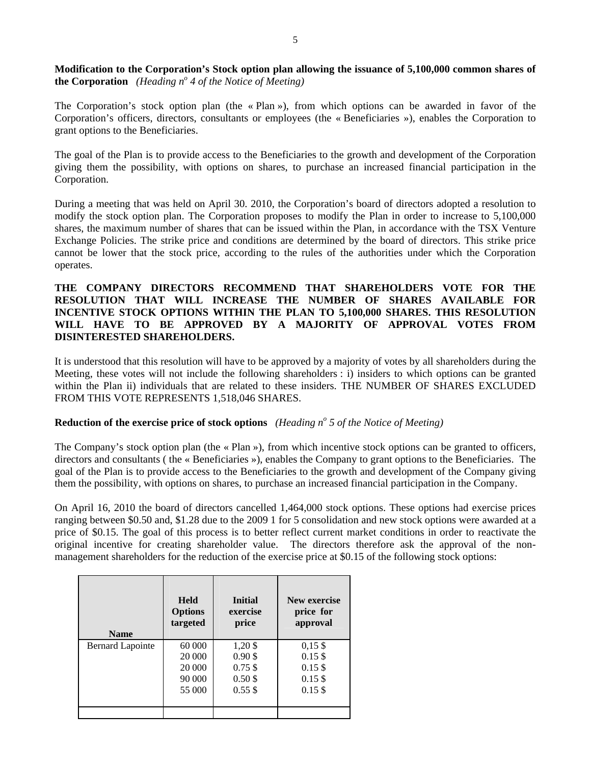**Modification to the Corporation's Stock option plan allowing the issuance of 5,100,000 common shares of the Corporation** *(Heading n° 4 of the Notice of Meeting)*

The Corporation's stock option plan (the « Plan »), from which options can be awarded in favor of the Corporation's officers, directors, consultants or employees (the « Beneficiaries »), enables the Corporation to grant options to the Beneficiaries.

The goal of the Plan is to provide access to the Beneficiaries to the growth and development of the Corporation giving them the possibility, with options on shares, to purchase an increased financial participation in the Corporation.

During a meeting that was held on April 30. 2010, the Corporation's board of directors adopted a resolution to modify the stock option plan. The Corporation proposes to modify the Plan in order to increase to 5,100,000 shares, the maximum number of shares that can be issued within the Plan, in accordance with the TSX Venture Exchange Policies. The strike price and conditions are determined by the board of directors. This strike price cannot be lower that the stock price, according to the rules of the authorities under which the Corporation operates.

**THE COMPANY DIRECTORS RECOMMEND THAT SHAREHOLDERS VOTE FOR THE RESOLUTION THAT WILL INCREASE THE NUMBER OF SHARES AVAILABLE FOR INCENTIVE STOCK OPTIONS WITHIN THE PLAN TO 5,100,000 SHARES. THIS RESOLUTION WILL HAVE TO BE APPROVED BY A MAJORITY OF APPROVAL VOTES FROM DISINTERESTED SHAREHOLDERS.**

It is understood that this resolution will have to be approved by a majority of votes by all shareholders during the Meeting, these votes will not include the following shareholders : i) insiders to which options can be granted within the Plan ii) individuals that are related to these insiders. THE NUMBER OF SHARES EXCLUDED FROM THIS VOTE REPRESENTS 1,518,046 SHARES.

**Reduction of the exercise price of stock options** *(Heading n° 5 of the Notice of Meeting)*

The Company's stock option plan (the « Plan »), from which incentive stock options can be granted to officers, directors and consultants ( the « Beneficiaries »), enables the Company to grant options to the Beneficiaries. The goal of the Plan is to provide access to the Beneficiaries to the growth and development of the Company giving them the possibility, with options on shares, to purchase an increased financial participation in the Company.

On April 16, 2010 the board of directors cancelled 1,464,000 stock options. These options had exercise prices ranging between $0.50 and, $1.28 due to the 2009 1 for 5 consolidation and new stock options were awarded at a price of $0.15. The goal of this process is to better reflect current market conditions in order to reactivate the original incentive for creating shareholder value. The directors therefore ask the approval of the non-management shareholders for the reduction of the exercise price at $0.15 of the following stock options:

| Name | Held Options targeted | Initial exercise price | New exercise price for approval |
|---|---|---|---|
| Bernard Lapointe | 60 000 | 1,20 $ | 0,15 $ |
| | 20 000 | 0.90 $ | 0.15 $ |
| | 20 000 | 0.75 $ | 0.15 $ |
| | 90 000 | 0.50 $ | 0.15 $ |
| | 55 000 | 0.55 $ | 0.15 $ |
| | | | |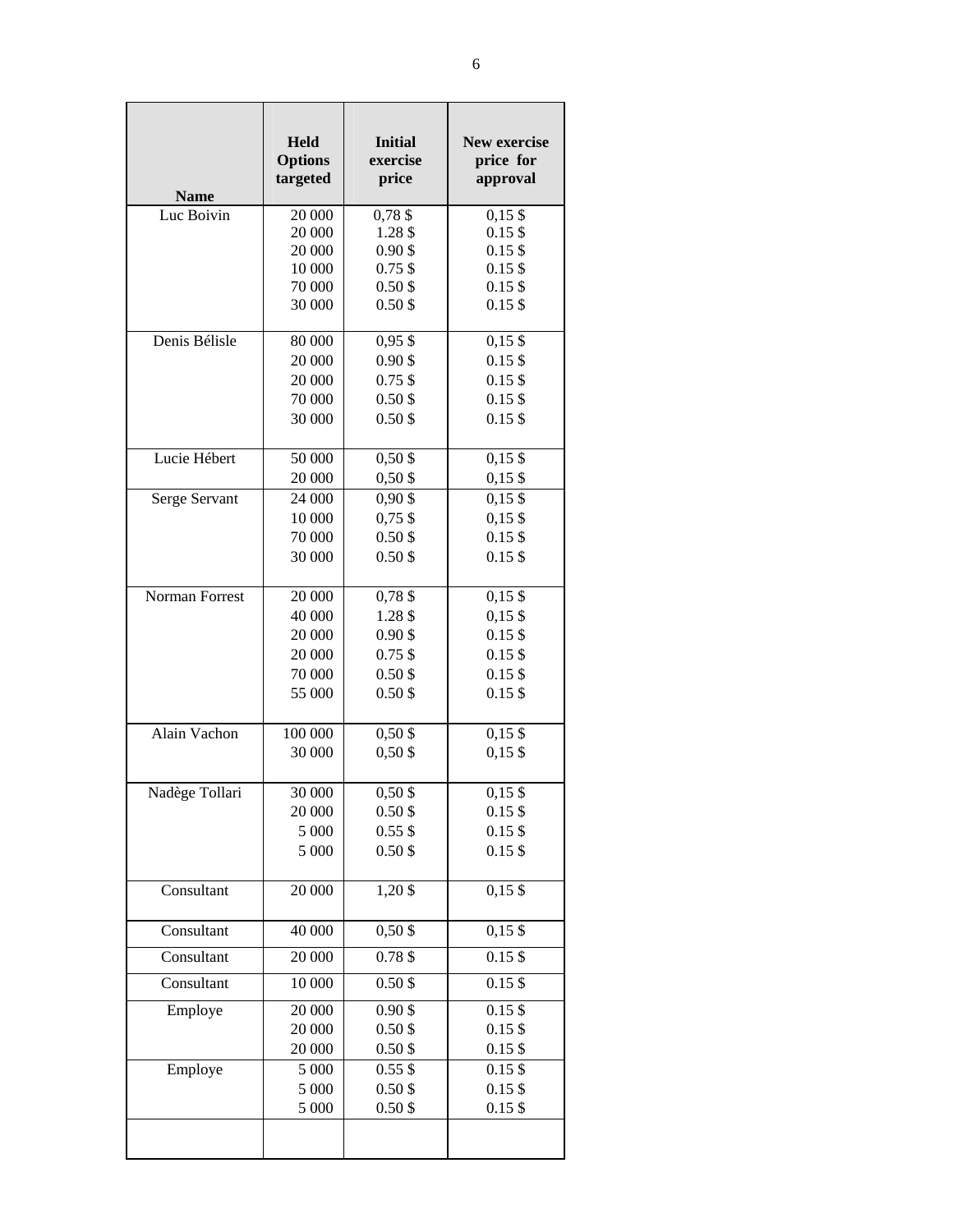| Name | Held Options targeted | Initial exercise price | New exercise price for approval |
|---|---|---|---|
| Luc Boivin | 20 000 | 0,78 $ | 0,15 $ |
| | 20 000 | 1.28 $ | 0.15 $ |
| | 20 000 | 0.90 $ | 0.15 $ |
| | 10 000 | 0.75 $ | 0.15 $ |
| | 70 000 | 0.50 $ | 0.15 $ |
| | 30 000 | 0.50 $ | 0.15 $ |
| Denis Bélisle | 80 000 | 0,95 $ | 0,15 $ |
| | 20 000 | 0.90 $ | 0.15 $ |
| | 20 000 | 0.75 $ | 0.15 $ |
| | 70 000 | 0.50 $ | 0.15 $ |
| | 30 000 | 0.50 $ | 0.15 $ |
| Lucie Hébert | 50 000 | 0,50 $ | 0,15 $ |
| | 20 000 | 0,50 $ | 0,15 $ |
| Serge Servant | 24 000 | 0,90 $ | 0,15 $ |
| | 10 000 | 0,75 $ | 0,15 $ |
| | 70 000 | 0.50 $ | 0.15 $ |
| | 30 000 | 0.50 $ | 0.15 $ |
| Norman Forrest | 20 000 | 0,78 $ | 0,15 $ |
| | 40 000 | 1.28 $ | 0,15 $ |
| | 20 000 | 0.90 $ | 0.15 $ |
| | 20 000 | 0.75 $ | 0.15 $ |
| | 70 000 | 0.50 $ | 0.15 $ |
| | 55 000 | 0.50 $ | 0.15 $ |
| Alain Vachon | 100 000 | 0,50 $ | 0,15 $ |
| | 30 000 | 0,50 $ | 0,15 $ |
| Nadège Tollari | 30 000 | 0,50 $ | 0,15 $ |
| | 20 000 | 0.50 $ | 0.15 $ |
| | 5 000 | 0.55 $ | 0.15 $ |
| | 5 000 | 0.50 $ | 0.15 $ |
| Consultant | 20 000 | 1,20 $ | 0,15 $ |
| Consultant | 40 000 | 0,50 $ | 0,15 $ |
| Consultant | 20 000 | 0.78 $ | 0.15 $ |
| Consultant | 10 000 | 0.50 $ | 0.15 $ |
| Employe | 20 000 | 0.90 $ | 0.15 $ |
| | 20 000 | 0.50 $ | 0.15 $ |
| | 20 000 | 0.50 $ | 0.15 $ |
| Employe | 5 000 | 0.55 $ | 0.15 $ |
| | 5 000 | 0.50 $ | 0.15 $ |
| | 5 000 | 0.50 $ | 0.15 $ |
| | | | |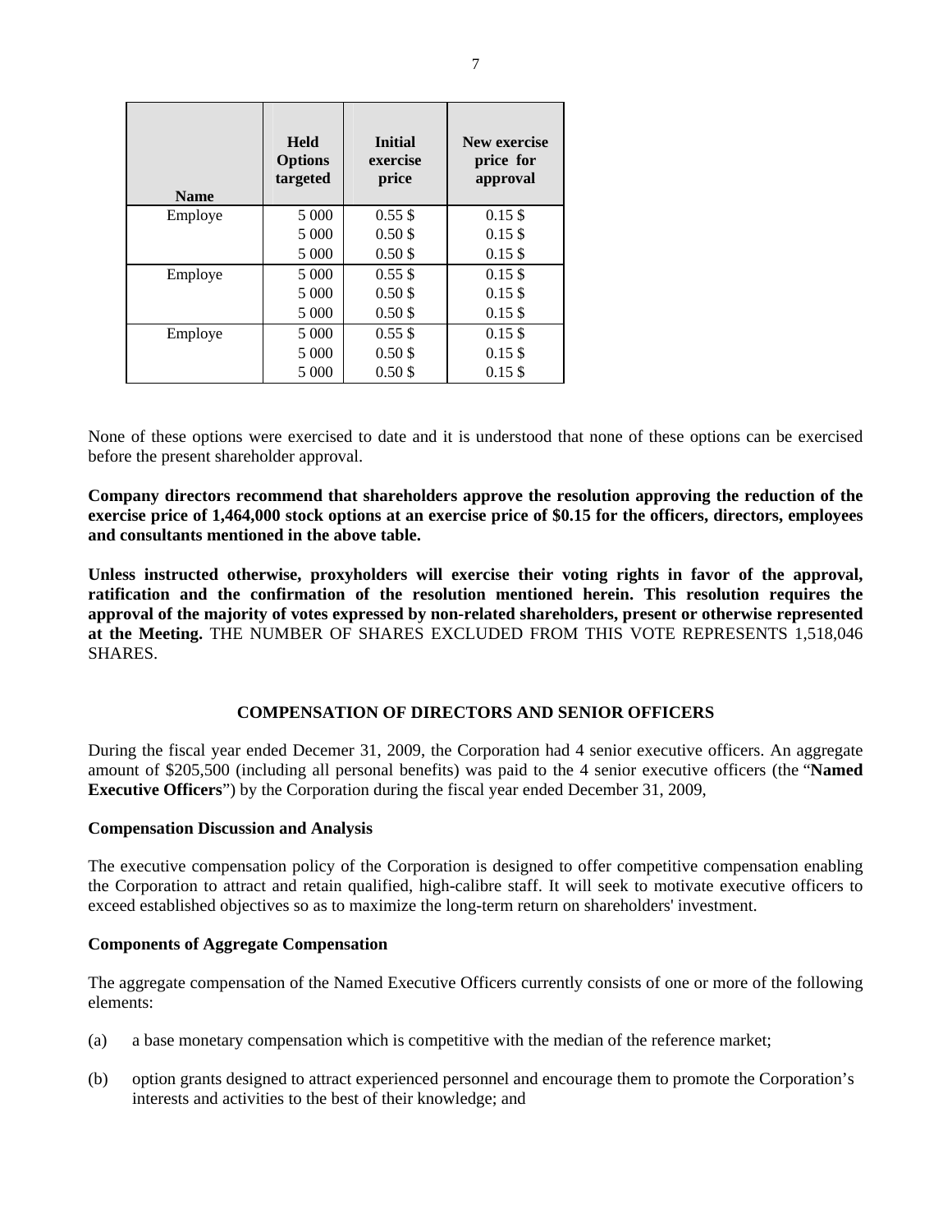| Name | Held Options targeted | Initial exercise price | New exercise price for approval |
|---|---|---|---|
| Employe | 5 000 | 0.55 $ | 0.15 $ |
| | 5 000 | 0.50 $ | 0.15 $ |
| | 5 000 | 0.50 $ | 0.15 $ |
| Employe | 5 000 | 0.55 $ | 0.15 $ |
| | 5 000 | 0.50 $ | 0.15 $ |
| | 5 000 | 0.50 $ | 0.15 $ |
| Employe | 5 000 | 0.55 $ | 0.15 $ |
| | 5 000 | 0.50 $ | 0.15 $ |
| | 5 000 | 0.50 $ | 0.15 $ |

None of these options were exercised to date and it is understood that none of these options can be exercised before the present shareholder approval.

**Company directors recommend that shareholders approve the resolution approving the reduction of the exercise price of 1,464,000 stock options at an exercise price of $0.15 for the officers, directors, employees and consultants mentioned in the above table.**

**Unless instructed otherwise, proxyholders will exercise their voting rights in favor of the approval, ratification and the confirmation of the resolution mentioned herein. This resolution requires the approval of the majority of votes expressed by non-related shareholders, present or otherwise represented at the Meeting.** THE NUMBER OF SHARES EXCLUDED FROM THIS VOTE REPRESENTS 1,518,046 SHARES.

## COMPENSATION OF DIRECTORS AND SENIOR OFFICERS

During the fiscal year ended Decemer 31, 2009, the Corporation had 4 senior executive officers. An aggregate amount of $205,500 (including all personal benefits) was paid to the 4 senior executive officers (the "**Named Executive Officers**") by the Corporation during the fiscal year ended December 31, 2009,

### Compensation Discussion and Analysis

The executive compensation policy of the Corporation is designed to offer competitive compensation enabling the Corporation to attract and retain qualified, high-calibre staff. It will seek to motivate executive officers to exceed established objectives so as to maximize the long-term return on shareholders' investment.

### Components of Aggregate Compensation

The aggregate compensation of the Named Executive Officers currently consists of one or more of the following elements:

(a) a base monetary compensation which is competitive with the median of the reference market;

(b) option grants designed to attract experienced personnel and encourage them to promote the Corporation's interests and activities to the best of their knowledge; and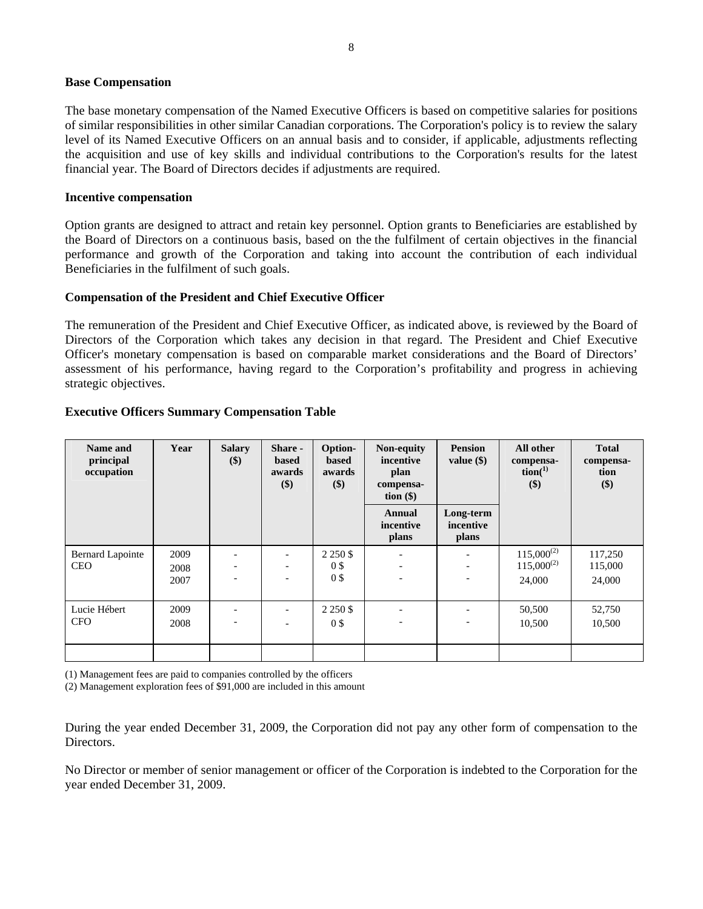**Base Compensation**

The base monetary compensation of the Named Executive Officers is based on competitive salaries for positions of similar responsibilities in other similar Canadian corporations. The Corporation's policy is to review the salary level of its Named Executive Officers on an annual basis and to consider, if applicable, adjustments reflecting the acquisition and use of key skills and individual contributions to the Corporation's results for the latest financial year. The Board of Directors decides if adjustments are required.

**Incentive compensation**

Option grants are designed to attract and retain key personnel. Option grants to Beneficiaries are established by the Board of Directors on a continuous basis, based on the the fulfilment of certain objectives in the financial performance and growth of the Corporation and taking into account the contribution of each individual Beneficiaries in the fulfilment of such goals.

**Compensation of the President and Chief Executive Officer**

The remuneration of the President and Chief Executive Officer, as indicated above, is reviewed by the Board of Directors of the Corporation which takes any decision in that regard. The President and Chief Executive Officer's monetary compensation is based on comparable market considerations and the Board of Directors' assessment of his performance, having regard to the Corporation's profitability and progress in achieving strategic objectives.

**Executive Officers Summary Compensation Table**

| Name and principal occupation | Year | Salary ($) | Share - based awards ($) | Option-based awards ($) | Non-equity incentive plan compensa-tion ($) | Pension value ($) | All other compensa-tion(1) ($) | Total compensa-tion ($) |
|---|---|---|---|---|---|---|---|---|
| | | | | | Annual incentive plans | Long-term incentive plans | | |
| Bernard Lapointe<br>CEO | 2009<br>2008<br>2007 | -<br>-<br>- | -<br>-<br>- | 2 250 $<br>0 $<br>0 $ | -<br>-<br>- | -<br>-<br>- | 115,000(2)<br>115,000(2)<br>24,000 | 117,250<br>115,000<br>24,000 |
| Lucie Hébert<br>CFO | 2009<br>2008 | -<br>- | -<br>- | 2 250 $<br>0 $ | -<br>- | -<br>- | 50,500<br>10,500 | 52,750<br>10,500 |
| | | | | | | | | |

(1) Management fees are paid to companies controlled by the officers

(2) Management exploration fees of $91,000 are included in this amount

During the year ended December 31, 2009, the Corporation did not pay any other form of compensation to the Directors.

No Director or member of senior management or officer of the Corporation is indebted to the Corporation for the year ended December 31, 2009.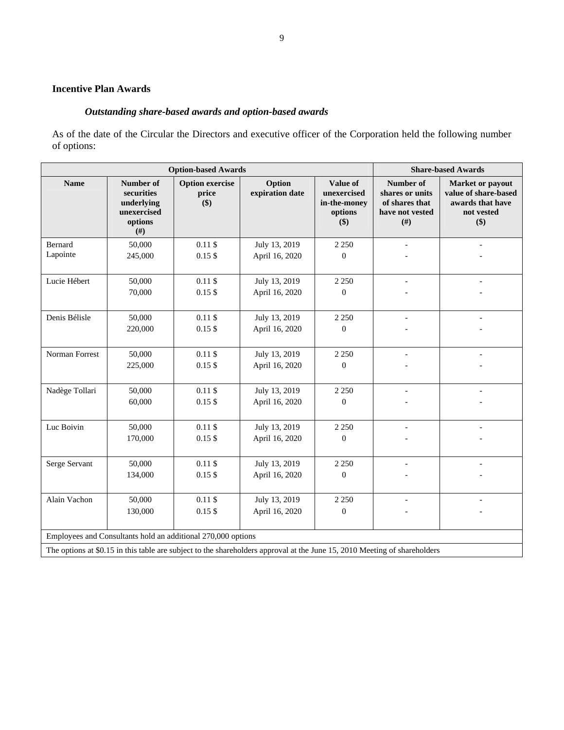## Incentive Plan Awards

### *Outstanding share-based awards and option-based awards*

As of the date of the Circular the Directors and executive officer of the Corporation held the following number of options:

| Option-based Awards | | | | | Share-based Awards | |
|---|---|---|---|---|---|---|
| **Name** | **Number of securities underlying unexercised options (#)** | **Option exercise price ($)** | **Option expiration date** | **Value of unexercised in-the-money options ($)** | **Number of shares or units of shares that have not vested (#)** | **Market or payout value of share-based awards that have not vested ($)** |
| Bernard Lapointe | 50,000<br>245,000 | 0.11 $<br>0.15 $ | July 13, 2019<br>April 16, 2020 | 2 250<br>0 | -<br>- | -<br>- |
| Lucie Hébert | 50,000<br>70,000 | 0.11 $<br>0.15 $ | July 13, 2019<br>April 16, 2020 | 2 250<br>0 | -<br>- | -<br>- |
| Denis Bélisle | 50,000<br>220,000 | 0.11 $<br>0.15 $ | July 13, 2019<br>April 16, 2020 | 2 250<br>0 | -<br>- | -<br>- |
| Norman Forrest | 50,000<br>225,000 | 0.11 $<br>0.15 $ | July 13, 2019<br>April 16, 2020 | 2 250<br>0 | -<br>- | -<br>- |
| Nadège Tollari | 50,000<br>60,000 | 0.11 $<br>0.15 $ | July 13, 2019<br>April 16, 2020 | 2 250<br>0 | -<br>- | -<br>- |
| Luc Boivin | 50,000<br>170,000 | 0.11 $<br>0.15 $ | July 13, 2019<br>April 16, 2020 | 2 250<br>0 | -<br>- | -<br>- |
| Serge Servant | 50,000<br>134,000 | 0.11 $<br>0.15 $ | July 13, 2019<br>April 16, 2020 | 2 250<br>0 | -<br>- | -<br>- |
| Alain Vachon | 50,000<br>130,000 | 0.11 $<br>0.15 $ | July 13, 2019<br>April 16, 2020 | 2 250<br>0 | -<br>- | -<br>- |
| Employees and Consultants hold an additional 270,000 options | | | | | | |
| The options at $0.15 in this table are subject to the shareholders approval at the June 15, 2010 Meeting of shareholders | | | | | | |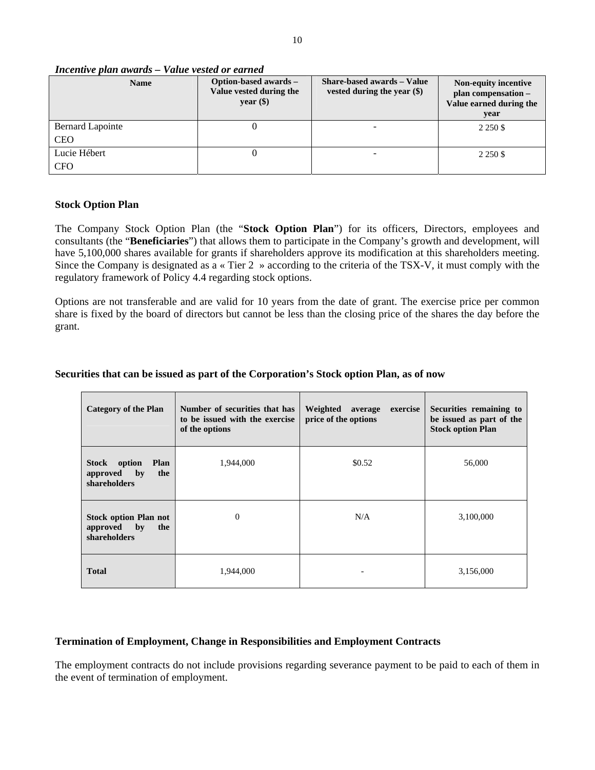***Incentive plan awards – Value vested or earned***

| Name | Option-based awards – Value vested during the year ($) | Share-based awards – Value vested during the year ($) | Non-equity incentive plan compensation – Value earned during the year |
|---|---|---|---|
| Bernard Lapointe<br>CEO | 0 | - | 2 250 $ |
| Lucie Hébert<br>CFO | 0 | - | 2 250 $ |

**Stock Option Plan**

The Company Stock Option Plan (the "**Stock Option Plan**") for its officers, Directors, employees and consultants (the "**Beneficiaries**") that allows them to participate in the Company's growth and development, will have 5,100,000 shares available for grants if shareholders approve its modification at this shareholders meeting. Since the Company is designated as a « Tier 2 » according to the criteria of the TSX-V, it must comply with the regulatory framework of Policy 4.4 regarding stock options.

Options are not transferable and are valid for 10 years from the date of grant. The exercise price per common share is fixed by the board of directors but cannot be less than the closing price of the shares the day before the grant.

**Securities that can be issued as part of the Corporation's Stock option Plan, as of now**

| Category of the Plan | Number of securities that has to be issued with the exercise of the options | Weighted average exercise price of the options | Securities remaining to be issued as part of the Stock option Plan |
|---|---|---|---|
| **Stock option Plan approved by the shareholders** | 1,944,000 | $0.52 | 56,000 |
| **Stock option Plan not approved by the shareholders** | 0 | N/A | 3,100,000 |
| **Total** | 1,944,000 | - | 3,156,000 |

**Termination of Employment, Change in Responsibilities and Employment Contracts**

The employment contracts do not include provisions regarding severance payment to be paid to each of them in the event of termination of employment.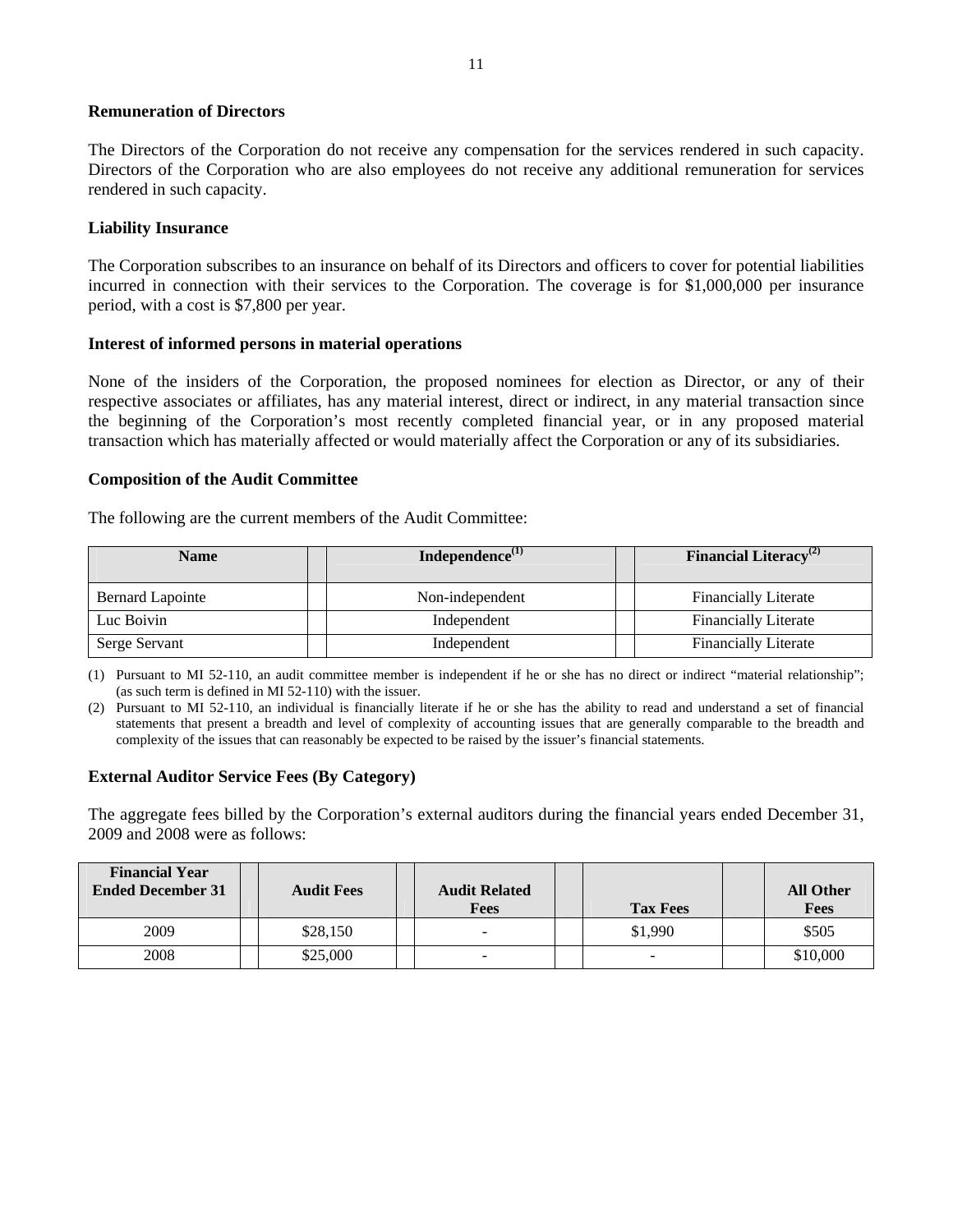### Remuneration of Directors

The Directors of the Corporation do not receive any compensation for the services rendered in such capacity. Directors of the Corporation who are also employees do not receive any additional remuneration for services rendered in such capacity.

### Liability Insurance

The Corporation subscribes to an insurance on behalf of its Directors and officers to cover for potential liabilities incurred in connection with their services to the Corporation. The coverage is for $1,000,000 per insurance period, with a cost is $7,800 per year.

### Interest of informed persons in material operations

None of the insiders of the Corporation, the proposed nominees for election as Director, or any of their respective associates or affiliates, has any material interest, direct or indirect, in any material transaction since the beginning of the Corporation's most recently completed financial year, or in any proposed material transaction which has materially affected or would materially affect the Corporation or any of its subsidiaries.

### Composition of the Audit Committee

The following are the current members of the Audit Committee:

| Name | Independence(1) | Financial Literacy(2) |
|---|---|---|
| Bernard Lapointe | Non-independent | Financially Literate |
| Luc Boivin | Independent | Financially Literate |
| Serge Servant | Independent | Financially Literate |

(1) Pursuant to MI 52-110, an audit committee member is independent if he or she has no direct or indirect "material relationship"; (as such term is defined in MI 52-110) with the issuer.

(2) Pursuant to MI 52-110, an individual is financially literate if he or she has the ability to read and understand a set of financial statements that present a breadth and level of complexity of accounting issues that are generally comparable to the breadth and complexity of the issues that can reasonably be expected to be raised by the issuer's financial statements.

### External Auditor Service Fees (By Category)

The aggregate fees billed by the Corporation's external auditors during the financial years ended December 31, 2009 and 2008 were as follows:

| Financial Year Ended December 31 | Audit Fees | Audit Related Fees | Tax Fees | All Other Fees |
|---|---|---|---|---|
| 2009 | $28,150 | - | $1,990 | $505 |
| 2008 | $25,000 | - | - | $10,000 |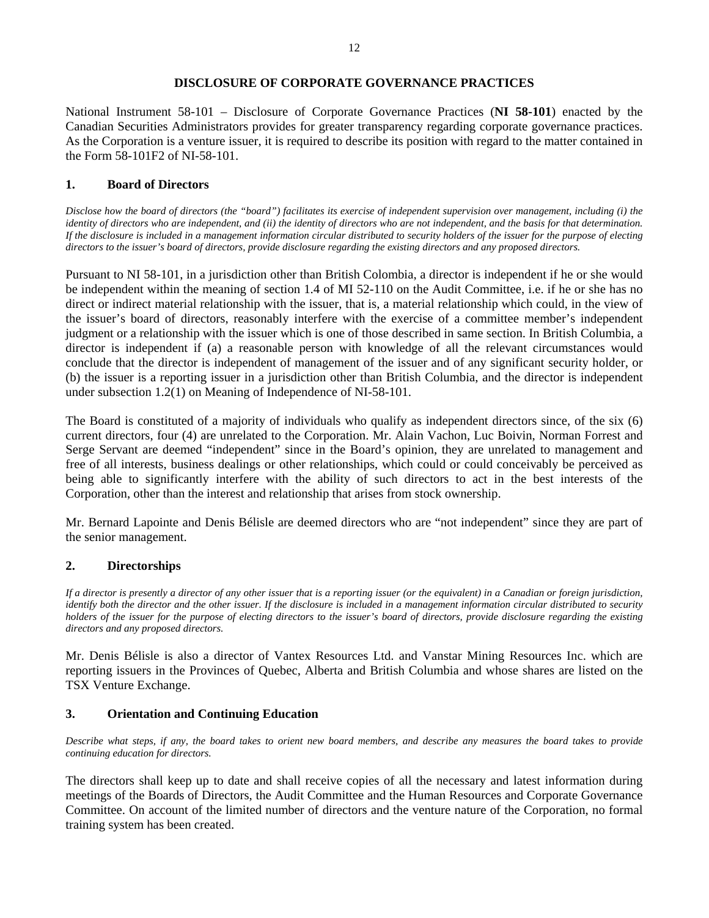## DISCLOSURE OF CORPORATE GOVERNANCE PRACTICES

National Instrument 58-101 – Disclosure of Corporate Governance Practices (**NI 58-101**) enacted by the Canadian Securities Administrators provides for greater transparency regarding corporate governance practices. As the Corporation is a venture issuer, it is required to describe its position with regard to the matter contained in the Form 58-101F2 of NI-58-101.

### 1. Board of Directors

*Disclose how the board of directors (the "board") facilitates its exercise of independent supervision over management, including (i) the identity of directors who are independent, and (ii) the identity of directors who are not independent, and the basis for that determination. If the disclosure is included in a management information circular distributed to security holders of the issuer for the purpose of electing directors to the issuer's board of directors, provide disclosure regarding the existing directors and any proposed directors.*

Pursuant to NI 58-101, in a jurisdiction other than British Colombia, a director is independent if he or she would be independent within the meaning of section 1.4 of MI 52-110 on the Audit Committee, i.e. if he or she has no direct or indirect material relationship with the issuer, that is, a material relationship which could, in the view of the issuer's board of directors, reasonably interfere with the exercise of a committee member's independent judgment or a relationship with the issuer which is one of those described in same section. In British Columbia, a director is independent if (a) a reasonable person with knowledge of all the relevant circumstances would conclude that the director is independent of management of the issuer and of any significant security holder, or (b) the issuer is a reporting issuer in a jurisdiction other than British Columbia, and the director is independent under subsection 1.2(1) on Meaning of Independence of NI-58-101.

The Board is constituted of a majority of individuals who qualify as independent directors since, of the six (6) current directors, four (4) are unrelated to the Corporation. Mr. Alain Vachon, Luc Boivin, Norman Forrest and Serge Servant are deemed "independent" since in the Board's opinion, they are unrelated to management and free of all interests, business dealings or other relationships, which could or could conceivably be perceived as being able to significantly interfere with the ability of such directors to act in the best interests of the Corporation, other than the interest and relationship that arises from stock ownership.

Mr. Bernard Lapointe and Denis Bélisle are deemed directors who are "not independent" since they are part of the senior management.

### 2. Directorships

*If a director is presently a director of any other issuer that is a reporting issuer (or the equivalent) in a Canadian or foreign jurisdiction, identify both the director and the other issuer. If the disclosure is included in a management information circular distributed to security holders of the issuer for the purpose of electing directors to the issuer's board of directors, provide disclosure regarding the existing directors and any proposed directors.*

Mr. Denis Bélisle is also a director of Vantex Resources Ltd. and Vanstar Mining Resources Inc. which are reporting issuers in the Provinces of Quebec, Alberta and British Columbia and whose shares are listed on the TSX Venture Exchange.

### 3. Orientation and Continuing Education

*Describe what steps, if any, the board takes to orient new board members, and describe any measures the board takes to provide continuing education for directors.*

The directors shall keep up to date and shall receive copies of all the necessary and latest information during meetings of the Boards of Directors, the Audit Committee and the Human Resources and Corporate Governance Committee. On account of the limited number of directors and the venture nature of the Corporation, no formal training system has been created.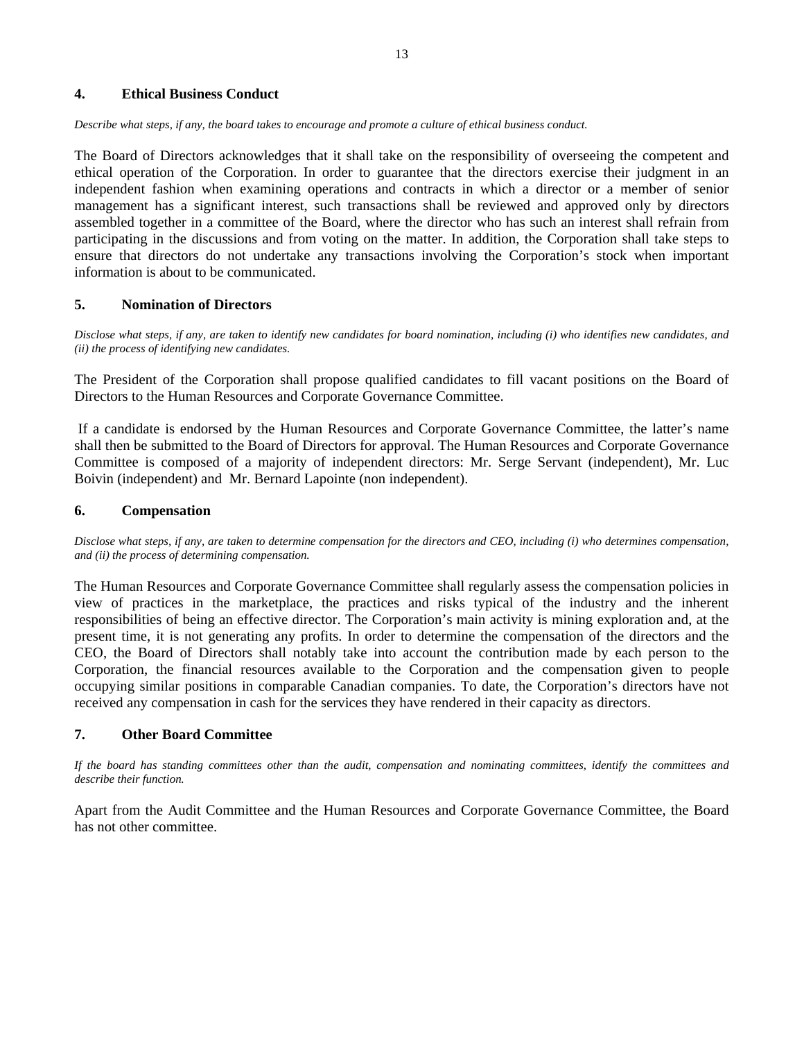## 4. Ethical Business Conduct

*Describe what steps, if any, the board takes to encourage and promote a culture of ethical business conduct.*

The Board of Directors acknowledges that it shall take on the responsibility of overseeing the competent and ethical operation of the Corporation. In order to guarantee that the directors exercise their judgment in an independent fashion when examining operations and contracts in which a director or a member of senior management has a significant interest, such transactions shall be reviewed and approved only by directors assembled together in a committee of the Board, where the director who has such an interest shall refrain from participating in the discussions and from voting on the matter. In addition, the Corporation shall take steps to ensure that directors do not undertake any transactions involving the Corporation's stock when important information is about to be communicated.

## 5. Nomination of Directors

*Disclose what steps, if any, are taken to identify new candidates for board nomination, including (i) who identifies new candidates, and (ii) the process of identifying new candidates.*

The President of the Corporation shall propose qualified candidates to fill vacant positions on the Board of Directors to the Human Resources and Corporate Governance Committee.

If a candidate is endorsed by the Human Resources and Corporate Governance Committee, the latter's name shall then be submitted to the Board of Directors for approval. The Human Resources and Corporate Governance Committee is composed of a majority of independent directors: Mr. Serge Servant (independent), Mr. Luc Boivin (independent) and Mr. Bernard Lapointe (non independent).

## 6. Compensation

*Disclose what steps, if any, are taken to determine compensation for the directors and CEO, including (i) who determines compensation, and (ii) the process of determining compensation.*

The Human Resources and Corporate Governance Committee shall regularly assess the compensation policies in view of practices in the marketplace, the practices and risks typical of the industry and the inherent responsibilities of being an effective director. The Corporation's main activity is mining exploration and, at the present time, it is not generating any profits. In order to determine the compensation of the directors and the CEO, the Board of Directors shall notably take into account the contribution made by each person to the Corporation, the financial resources available to the Corporation and the compensation given to people occupying similar positions in comparable Canadian companies. To date, the Corporation's directors have not received any compensation in cash for the services they have rendered in their capacity as directors.

## 7. Other Board Committee

*If the board has standing committees other than the audit, compensation and nominating committees, identify the committees and describe their function.*

Apart from the Audit Committee and the Human Resources and Corporate Governance Committee, the Board has not other committee.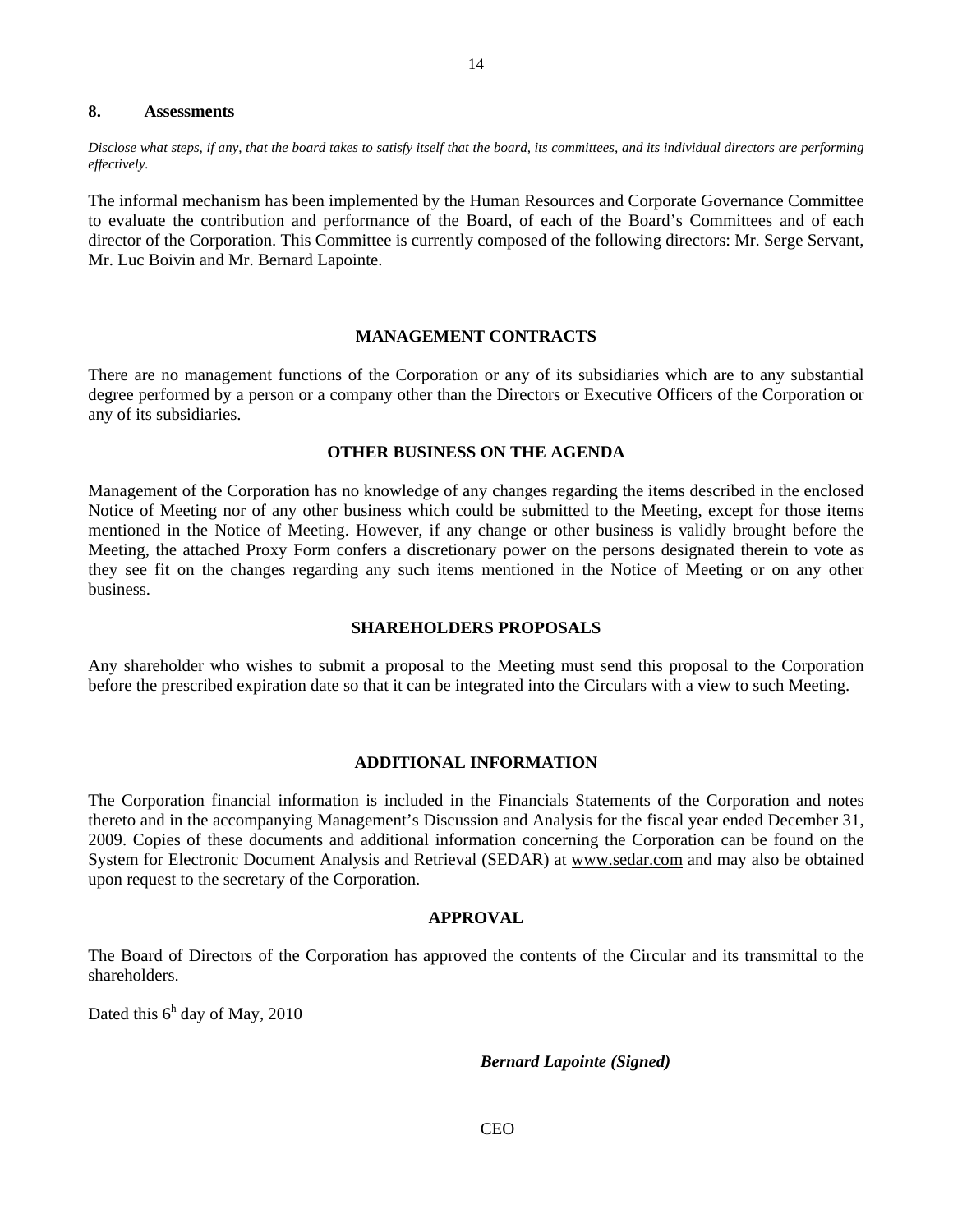### 8. Assessments

*Disclose what steps, if any, that the board takes to satisfy itself that the board, its committees, and its individual directors are performing effectively.*

The informal mechanism has been implemented by the Human Resources and Corporate Governance Committee to evaluate the contribution and performance of the Board, of each of the Board's Committees and of each director of the Corporation. This Committee is currently composed of the following directors: Mr. Serge Servant, Mr. Luc Boivin and Mr. Bernard Lapointe.

## MANAGEMENT CONTRACTS

There are no management functions of the Corporation or any of its subsidiaries which are to any substantial degree performed by a person or a company other than the Directors or Executive Officers of the Corporation or any of its subsidiaries.

## OTHER BUSINESS ON THE AGENDA

Management of the Corporation has no knowledge of any changes regarding the items described in the enclosed Notice of Meeting nor of any other business which could be submitted to the Meeting, except for those items mentioned in the Notice of Meeting. However, if any change or other business is validly brought before the Meeting, the attached Proxy Form confers a discretionary power on the persons designated therein to vote as they see fit on the changes regarding any such items mentioned in the Notice of Meeting or on any other business.

## SHAREHOLDERS PROPOSALS

Any shareholder who wishes to submit a proposal to the Meeting must send this proposal to the Corporation before the prescribed expiration date so that it can be integrated into the Circulars with a view to such Meeting.

## ADDITIONAL INFORMATION

The Corporation financial information is included in the Financials Statements of the Corporation and notes thereto and in the accompanying Management's Discussion and Analysis for the fiscal year ended December 31, 2009. Copies of these documents and additional information concerning the Corporation can be found on the System for Electronic Document Analysis and Retrieval (SEDAR) at www.sedar.com and may also be obtained upon request to the secretary of the Corporation.

## APPROVAL

The Board of Directors of the Corporation has approved the contents of the Circular and its transmittal to the shareholders.

Dated this 6h day of May, 2010

***Bernard Lapointe (Signed)***

CEO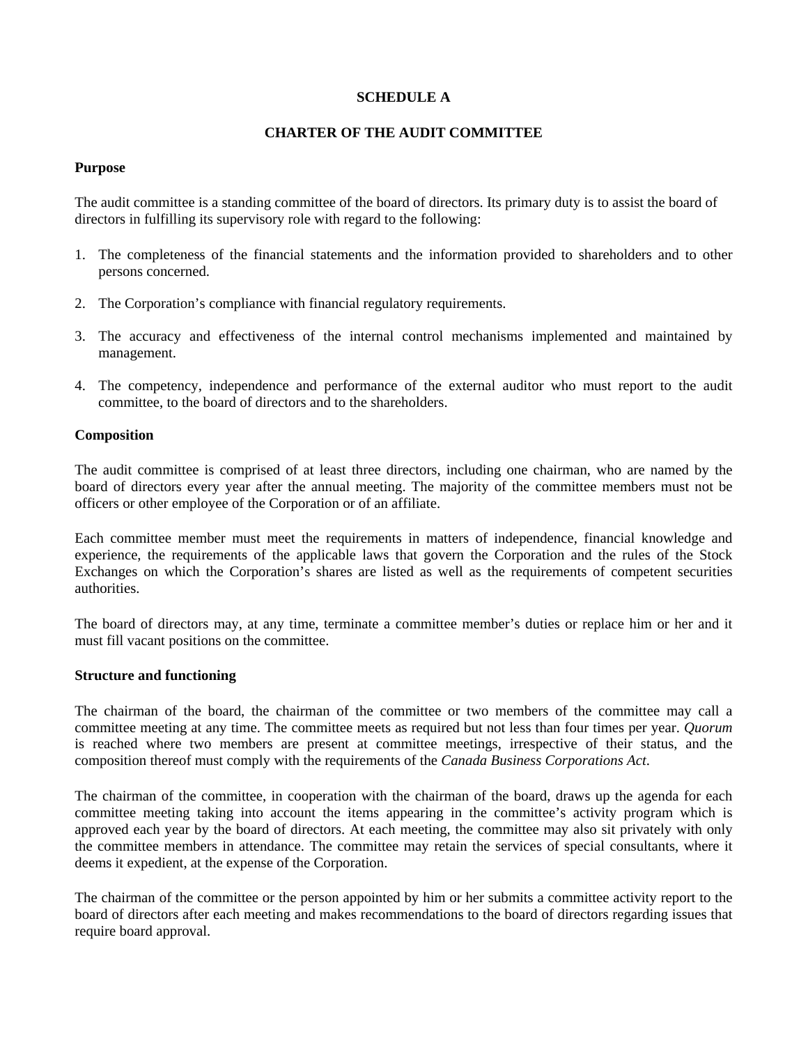**SCHEDULE A**

**CHARTER OF THE AUDIT COMMITTEE**

**Purpose**

The audit committee is a standing committee of the board of directors. Its primary duty is to assist the board of directors in fulfilling its supervisory role with regard to the following:

1. The completeness of the financial statements and the information provided to shareholders and to other persons concerned.

2. The Corporation's compliance with financial regulatory requirements.

3. The accuracy and effectiveness of the internal control mechanisms implemented and maintained by management.

4. The competency, independence and performance of the external auditor who must report to the audit committee, to the board of directors and to the shareholders.

**Composition**

The audit committee is comprised of at least three directors, including one chairman, who are named by the board of directors every year after the annual meeting. The majority of the committee members must not be officers or other employee of the Corporation or of an affiliate.

Each committee member must meet the requirements in matters of independence, financial knowledge and experience, the requirements of the applicable laws that govern the Corporation and the rules of the Stock Exchanges on which the Corporation's shares are listed as well as the requirements of competent securities authorities.

The board of directors may, at any time, terminate a committee member's duties or replace him or her and it must fill vacant positions on the committee.

**Structure and functioning**

The chairman of the board, the chairman of the committee or two members of the committee may call a committee meeting at any time. The committee meets as required but not less than four times per year. *Quorum* is reached where two members are present at committee meetings, irrespective of their status, and the composition thereof must comply with the requirements of the *Canada Business Corporations Act*.

The chairman of the committee, in cooperation with the chairman of the board, draws up the agenda for each committee meeting taking into account the items appearing in the committee's activity program which is approved each year by the board of directors. At each meeting, the committee may also sit privately with only the committee members in attendance. The committee may retain the services of special consultants, where it deems it expedient, at the expense of the Corporation.

The chairman of the committee or the person appointed by him or her submits a committee activity report to the board of directors after each meeting and makes recommendations to the board of directors regarding issues that require board approval.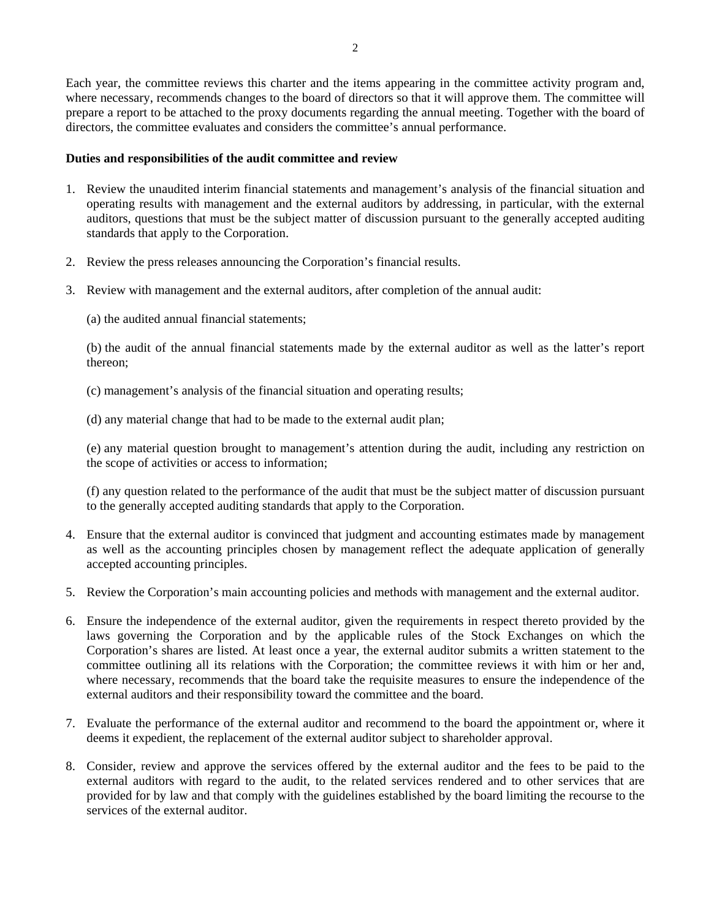Each year, the committee reviews this charter and the items appearing in the committee activity program and, where necessary, recommends changes to the board of directors so that it will approve them. The committee will prepare a report to be attached to the proxy documents regarding the annual meeting. Together with the board of directors, the committee evaluates and considers the committee's annual performance.

**Duties and responsibilities of the audit committee and review**

1. Review the unaudited interim financial statements and management's analysis of the financial situation and operating results with management and the external auditors by addressing, in particular, with the external auditors, questions that must be the subject matter of discussion pursuant to the generally accepted auditing standards that apply to the Corporation.

2. Review the press releases announcing the Corporation's financial results.

3. Review with management and the external auditors, after completion of the annual audit:

   (a) the audited annual financial statements;

   (b) the audit of the annual financial statements made by the external auditor as well as the latter's report thereon;

   (c) management's analysis of the financial situation and operating results;

   (d) any material change that had to be made to the external audit plan;

   (e) any material question brought to management's attention during the audit, including any restriction on the scope of activities or access to information;

   (f) any question related to the performance of the audit that must be the subject matter of discussion pursuant to the generally accepted auditing standards that apply to the Corporation.

4. Ensure that the external auditor is convinced that judgment and accounting estimates made by management as well as the accounting principles chosen by management reflect the adequate application of generally accepted accounting principles.

5. Review the Corporation's main accounting policies and methods with management and the external auditor.

6. Ensure the independence of the external auditor, given the requirements in respect thereto provided by the laws governing the Corporation and by the applicable rules of the Stock Exchanges on which the Corporation's shares are listed. At least once a year, the external auditor submits a written statement to the committee outlining all its relations with the Corporation; the committee reviews it with him or her and, where necessary, recommends that the board take the requisite measures to ensure the independence of the external auditors and their responsibility toward the committee and the board.

7. Evaluate the performance of the external auditor and recommend to the board the appointment or, where it deems it expedient, the replacement of the external auditor subject to shareholder approval.

8. Consider, review and approve the services offered by the external auditor and the fees to be paid to the external auditors with regard to the audit, to the related services rendered and to other services that are provided for by law and that comply with the guidelines established by the board limiting the recourse to the services of the external auditor.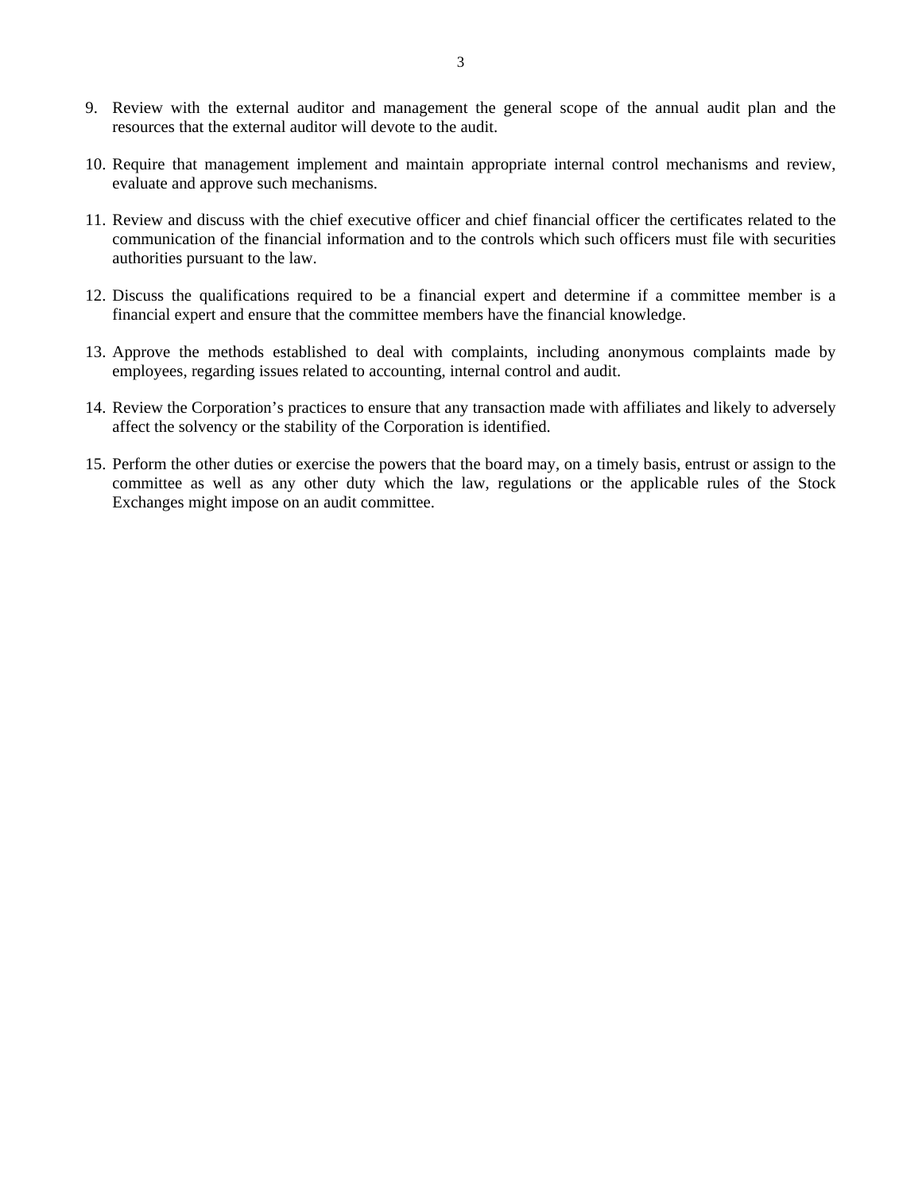9. Review with the external auditor and management the general scope of the annual audit plan and the resources that the external auditor will devote to the audit.

10. Require that management implement and maintain appropriate internal control mechanisms and review, evaluate and approve such mechanisms.

11. Review and discuss with the chief executive officer and chief financial officer the certificates related to the communication of the financial information and to the controls which such officers must file with securities authorities pursuant to the law.

12. Discuss the qualifications required to be a financial expert and determine if a committee member is a financial expert and ensure that the committee members have the financial knowledge.

13. Approve the methods established to deal with complaints, including anonymous complaints made by employees, regarding issues related to accounting, internal control and audit.

14. Review the Corporation’s practices to ensure that any transaction made with affiliates and likely to adversely affect the solvency or the stability of the Corporation is identified.

15. Perform the other duties or exercise the powers that the board may, on a timely basis, entrust or assign to the committee as well as any other duty which the law, regulations or the applicable rules of the Stock Exchanges might impose on an audit committee.